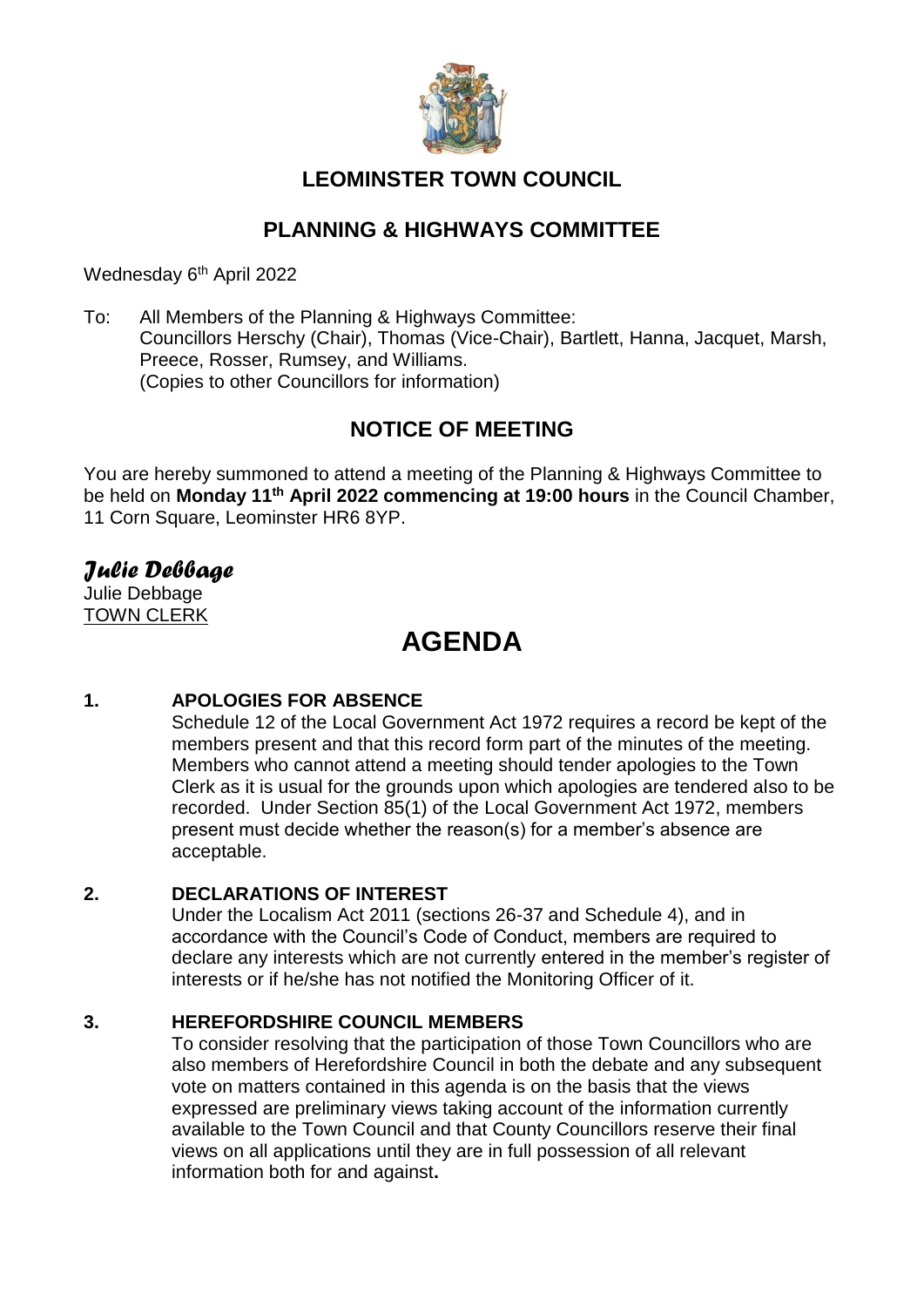# LEOMINSTER TOWN COUNCIL

## PLANNING & HIGHWAYS COMMITTEE

Wednesday 6th April 2022

To: All Members of the Planning & Highways Committee:
Councillors Herschy (Chair), Thomas (Vice-Chair), Bartlett, Hanna, Jacquet, Marsh, Preece, Rosser, Rumsey, and Williams.
(Copies to other Councillors for information)

## NOTICE OF MEETING

You are hereby summoned to attend a meeting of the Planning & Highways Committee to be held on **Monday 11th April 2022 commencing at 19:00 hours** in the Council Chamber, 11 Corn Square, Leominster HR6 8YP.

*Julie Debbage*

Julie Debbage
TOWN CLERK

# AGENDA

**1. APOLOGIES FOR ABSENCE**

Schedule 12 of the Local Government Act 1972 requires a record be kept of the members present and that this record form part of the minutes of the meeting. Members who cannot attend a meeting should tender apologies to the Town Clerk as it is usual for the grounds upon which apologies are tendered also to be recorded. Under Section 85(1) of the Local Government Act 1972, members present must decide whether the reason(s) for a member's absence are acceptable.

**2. DECLARATIONS OF INTEREST**

Under the Localism Act 2011 (sections 26-37 and Schedule 4), and in accordance with the Council's Code of Conduct, members are required to declare any interests which are not currently entered in the member's register of interests or if he/she has not notified the Monitoring Officer of it.

**3. HEREFORDSHIRE COUNCIL MEMBERS**

To consider resolving that the participation of those Town Councillors who are also members of Herefordshire Council in both the debate and any subsequent vote on matters contained in this agenda is on the basis that the views expressed are preliminary views taking account of the information currently available to the Town Council and that County Councillors reserve their final views on all applications until they are in full possession of all relevant information both for and against**.**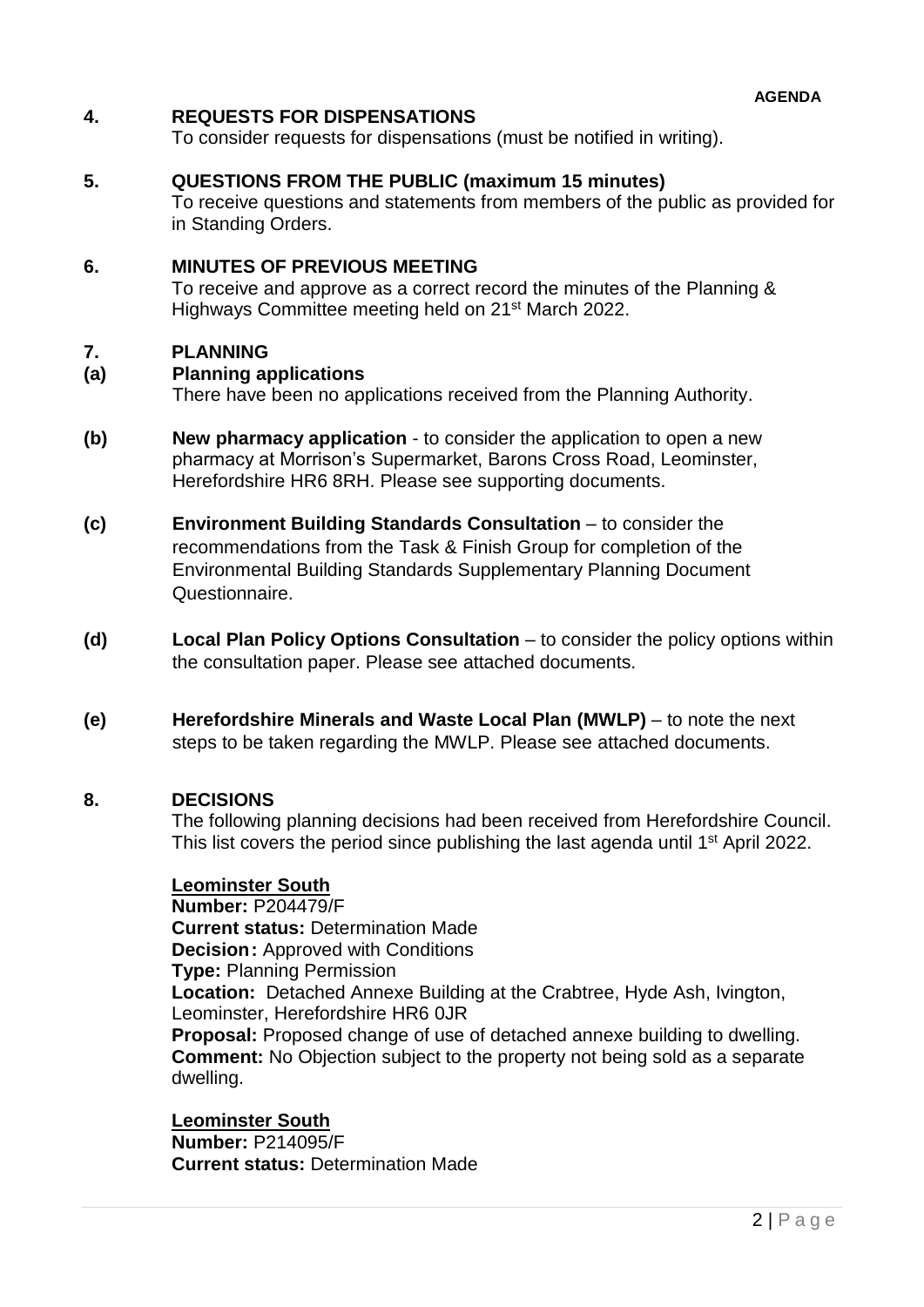**AGENDA**

## 4. REQUESTS FOR DISPENSATIONS

To consider requests for dispensations (must be notified in writing).

## 5. QUESTIONS FROM THE PUBLIC (maximum 15 minutes)

To receive questions and statements from members of the public as provided for in Standing Orders.

## 6. MINUTES OF PREVIOUS MEETING

To receive and approve as a correct record the minutes of the Planning & Highways Committee meeting held on 21st March 2022.

## 7. PLANNING

**(a) Planning applications**

There have been no applications received from the Planning Authority.

**(b) New pharmacy application** - to consider the application to open a new pharmacy at Morrison's Supermarket, Barons Cross Road, Leominster, Herefordshire HR6 8RH. Please see supporting documents.

**(c) Environment Building Standards Consultation** – to consider the recommendations from the Task & Finish Group for completion of the Environmental Building Standards Supplementary Planning Document Questionnaire.

**(d) Local Plan Policy Options Consultation** – to consider the policy options within the consultation paper. Please see attached documents.

**(e) Herefordshire Minerals and Waste Local Plan (MWLP)** – to note the next steps to be taken regarding the MWLP. Please see attached documents.

## 8. DECISIONS

The following planning decisions had been received from Herefordshire Council. This list covers the period since publishing the last agenda until 1st April 2022.

**Leominster South**
**Number:** P204479/F
**Current status:** Determination Made
**Decision:** Approved with Conditions
**Type:** Planning Permission
**Location:** Detached Annexe Building at the Crabtree, Hyde Ash, Ivington, Leominster, Herefordshire HR6 0JR
**Proposal:** Proposed change of use of detached annexe building to dwelling.
**Comment:** No Objection subject to the property not being sold as a separate dwelling.

**Leominster South**
**Number:** P214095/F
**Current status:** Determination Made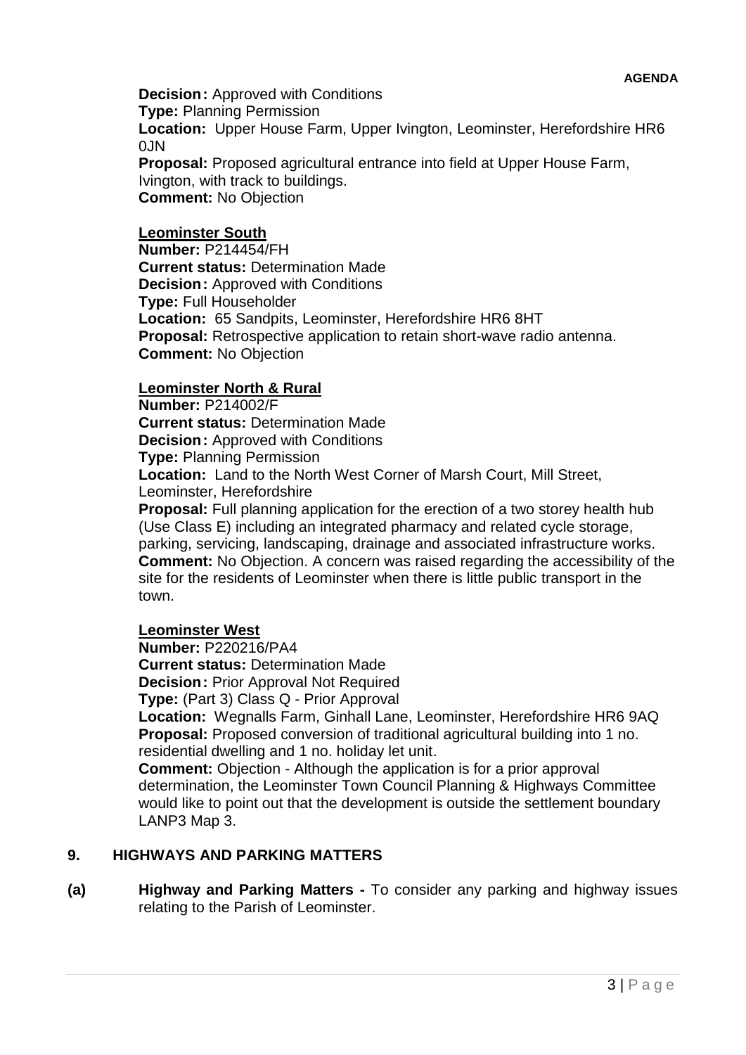**Decision:** Approved with Conditions
**Type:** Planning Permission
**Location:** Upper House Farm, Upper Ivington, Leominster, Herefordshire HR6 0JN
**Proposal:** Proposed agricultural entrance into field at Upper House Farm, Ivington, with track to buildings.
**Comment:** No Objection

**Leominster South**

**Number:** P214454/FH
**Current status:** Determination Made
**Decision:** Approved with Conditions
**Type:** Full Householder
**Location:** 65 Sandpits, Leominster, Herefordshire HR6 8HT
**Proposal:** Retrospective application to retain short-wave radio antenna.
**Comment:** No Objection

**Leominster North & Rural**

**Number:** P214002/F
**Current status:** Determination Made
**Decision:** Approved with Conditions
**Type:** Planning Permission
**Location:** Land to the North West Corner of Marsh Court, Mill Street, Leominster, Herefordshire
**Proposal:** Full planning application for the erection of a two storey health hub (Use Class E) including an integrated pharmacy and related cycle storage, parking, servicing, landscaping, drainage and associated infrastructure works.
**Comment:** No Objection. A concern was raised regarding the accessibility of the site for the residents of Leominster when there is little public transport in the town.

**Leominster West**

**Number:** P220216/PA4
**Current status:** Determination Made
**Decision:** Prior Approval Not Required
**Type:** (Part 3) Class Q - Prior Approval
**Location:** Wegnalls Farm, Ginhall Lane, Leominster, Herefordshire HR6 9AQ
**Proposal:** Proposed conversion of traditional agricultural building into 1 no. residential dwelling and 1 no. holiday let unit.
**Comment:** Objection - Although the application is for a prior approval determination, the Leominster Town Council Planning & Highways Committee would like to point out that the development is outside the settlement boundary LANP3 Map 3.

## 9. HIGHWAYS AND PARKING MATTERS

**(a) Highway and Parking Matters -** To consider any parking and highway issues relating to the Parish of Leominster.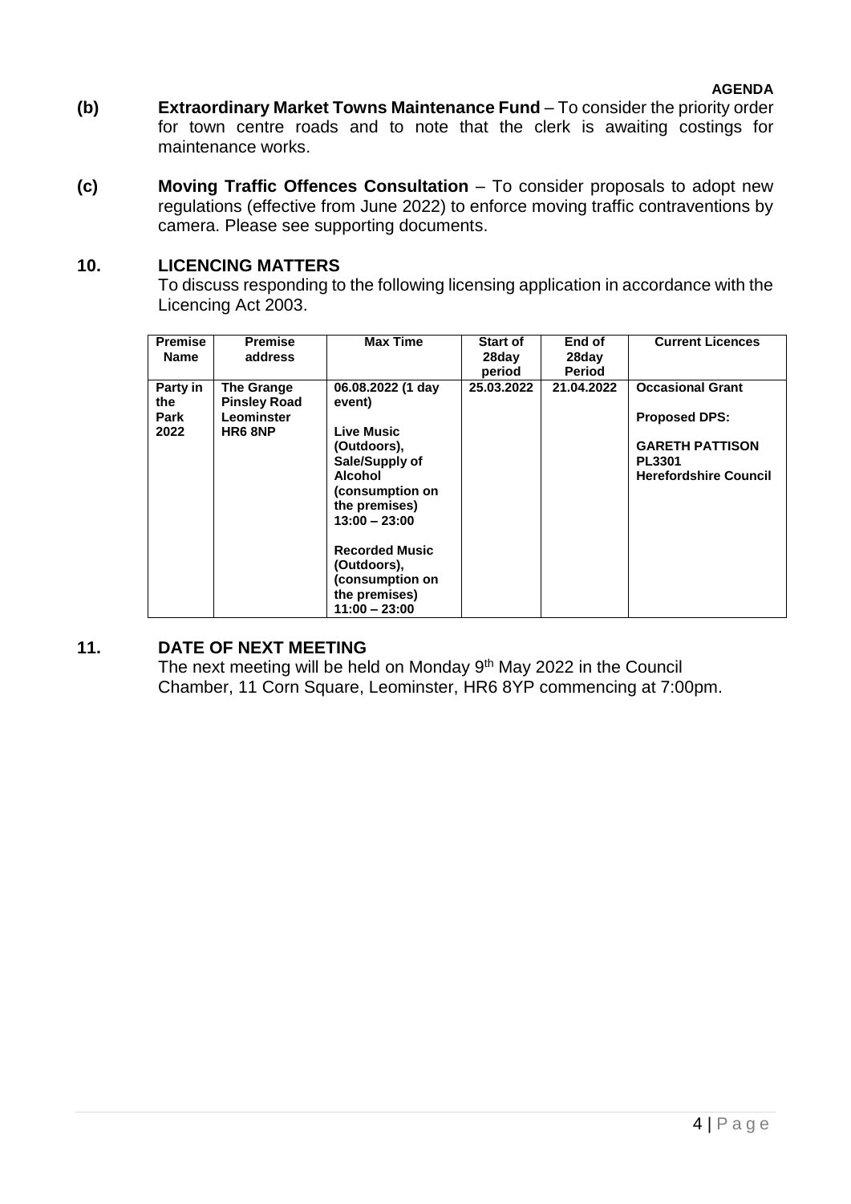**(b) Extraordinary Market Towns Maintenance Fund** – To consider the priority order for town centre roads and to note that the clerk is awaiting costings for maintenance works.

**(c) Moving Traffic Offences Consultation** – To consider proposals to adopt new regulations (effective from June 2022) to enforce moving traffic contraventions by camera. Please see supporting documents.

## 10. LICENCING MATTERS

To discuss responding to the following licensing application in accordance with the Licencing Act 2003.

| Premise Name | Premise address | Max Time | Start of 28day period | End of 28day Period | Current Licences |
|---|---|---|---|---|---|
| **Party in the Park 2022** | **The Grange Pinsley Road Leominster HR6 8NP** | **06.08.2022 (1 day event)**<br><br>**Live Music (Outdoors), Sale/Supply of Alcohol (consumption on the premises) 13:00 – 23:00**<br><br>**Recorded Music (Outdoors), (consumption on the premises) 11:00 – 23:00** | **25.03.2022** | **21.04.2022** | **Occasional Grant**<br><br>**Proposed DPS:**<br><br>**GARETH PATTISON PL3301 Herefordshire Council** |

## 11. DATE OF NEXT MEETING

The next meeting will be held on Monday 9th May 2022 in the Council Chamber, 11 Corn Square, Leominster, HR6 8YP commencing at 7:00pm.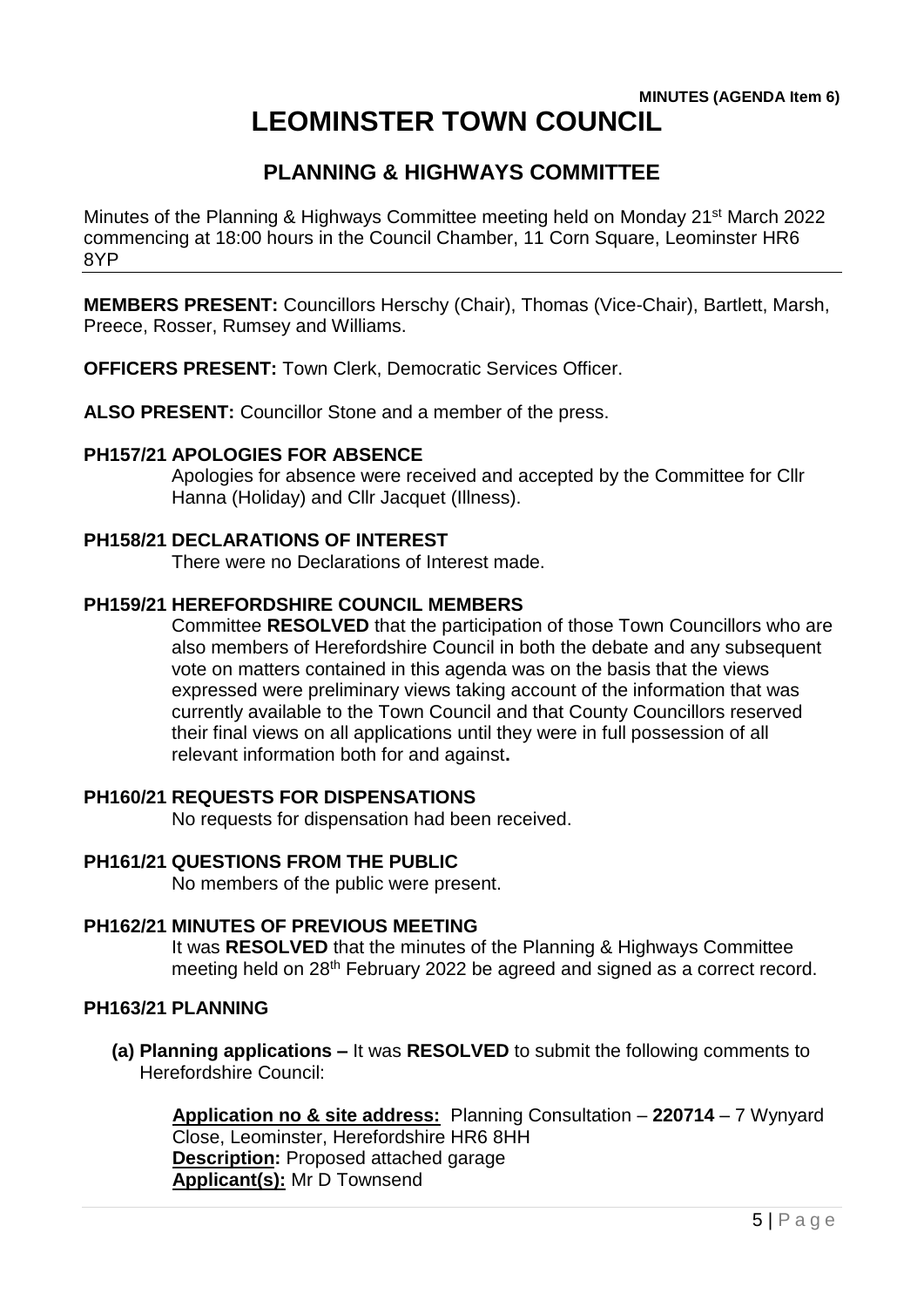**MINUTES (AGENDA Item 6)**

# LEOMINSTER TOWN COUNCIL

## PLANNING & HIGHWAYS COMMITTEE

Minutes of the Planning & Highways Committee meeting held on Monday 21st March 2022 commencing at 18:00 hours in the Council Chamber, 11 Corn Square, Leominster HR6 8YP

---

**MEMBERS PRESENT:** Councillors Herschy (Chair), Thomas (Vice-Chair), Bartlett, Marsh, Preece, Rosser, Rumsey and Williams.

**OFFICERS PRESENT:** Town Clerk, Democratic Services Officer.

**ALSO PRESENT:** Councillor Stone and a member of the press.

### PH157/21 APOLOGIES FOR ABSENCE

Apologies for absence were received and accepted by the Committee for Cllr Hanna (Holiday) and Cllr Jacquet (Illness).

### PH158/21 DECLARATIONS OF INTEREST

There were no Declarations of Interest made.

### PH159/21 HEREFORDSHIRE COUNCIL MEMBERS

Committee **RESOLVED** that the participation of those Town Councillors who are also members of Herefordshire Council in both the debate and any subsequent vote on matters contained in this agenda was on the basis that the views expressed were preliminary views taking account of the information that was currently available to the Town Council and that County Councillors reserved their final views on all applications until they were in full possession of all relevant information both for and against**.**

### PH160/21 REQUESTS FOR DISPENSATIONS

No requests for dispensation had been received.

### PH161/21 QUESTIONS FROM THE PUBLIC

No members of the public were present.

### PH162/21 MINUTES OF PREVIOUS MEETING

It was **RESOLVED** that the minutes of the Planning & Highways Committee meeting held on 28th February 2022 be agreed and signed as a correct record.

### PH163/21 PLANNING

**(a) Planning applications –** It was **RESOLVED** to submit the following comments to Herefordshire Council:

**Application no & site address:** Planning Consultation – **220714** – 7 Wynyard Close, Leominster, Herefordshire HR6 8HH
**Description:** Proposed attached garage
**Applicant(s):** Mr D Townsend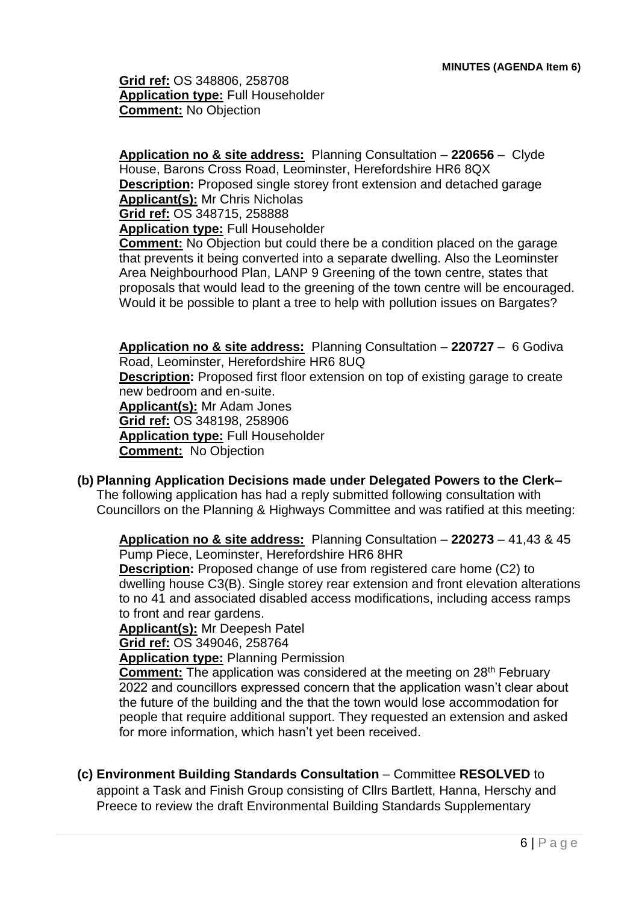**Grid ref:** OS 348806, 258708
**Application type:** Full Householder
**Comment:** No Objection

**Application no & site address:** Planning Consultation – **220656** – Clyde House, Barons Cross Road, Leominster, Herefordshire HR6 8QX
**Description:** Proposed single storey front extension and detached garage
**Applicant(s):** Mr Chris Nicholas
**Grid ref:** OS 348715, 258888
**Application type:** Full Householder
**Comment:** No Objection but could there be a condition placed on the garage that prevents it being converted into a separate dwelling. Also the Leominster Area Neighbourhood Plan, LANP 9 Greening of the town centre, states that proposals that would lead to the greening of the town centre will be encouraged. Would it be possible to plant a tree to help with pollution issues on Bargates?

**Application no & site address:** Planning Consultation – **220727** – 6 Godiva Road, Leominster, Herefordshire HR6 8UQ
**Description:** Proposed first floor extension on top of existing garage to create new bedroom and en-suite.
**Applicant(s):** Mr Adam Jones
**Grid ref:** OS 348198, 258906
**Application type:** Full Householder
**Comment:** No Objection

**(b) Planning Application Decisions made under Delegated Powers to the Clerk–**
The following application has had a reply submitted following consultation with Councillors on the Planning & Highways Committee and was ratified at this meeting:

**Application no & site address:** Planning Consultation – **220273** – 41,43 & 45 Pump Piece, Leominster, Herefordshire HR6 8HR
**Description:** Proposed change of use from registered care home (C2) to dwelling house C3(B). Single storey rear extension and front elevation alterations to no 41 and associated disabled access modifications, including access ramps to front and rear gardens.
**Applicant(s):** Mr Deepesh Patel
**Grid ref:** OS 349046, 258764
**Application type:** Planning Permission
**Comment:** The application was considered at the meeting on 28th February 2022 and councillors expressed concern that the application wasn't clear about the future of the building and the that the town would lose accommodation for people that require additional support. They requested an extension and asked for more information, which hasn't yet been received.

**(c) Environment Building Standards Consultation** – Committee **RESOLVED** to appoint a Task and Finish Group consisting of Cllrs Bartlett, Hanna, Herschy and Preece to review the draft Environmental Building Standards Supplementary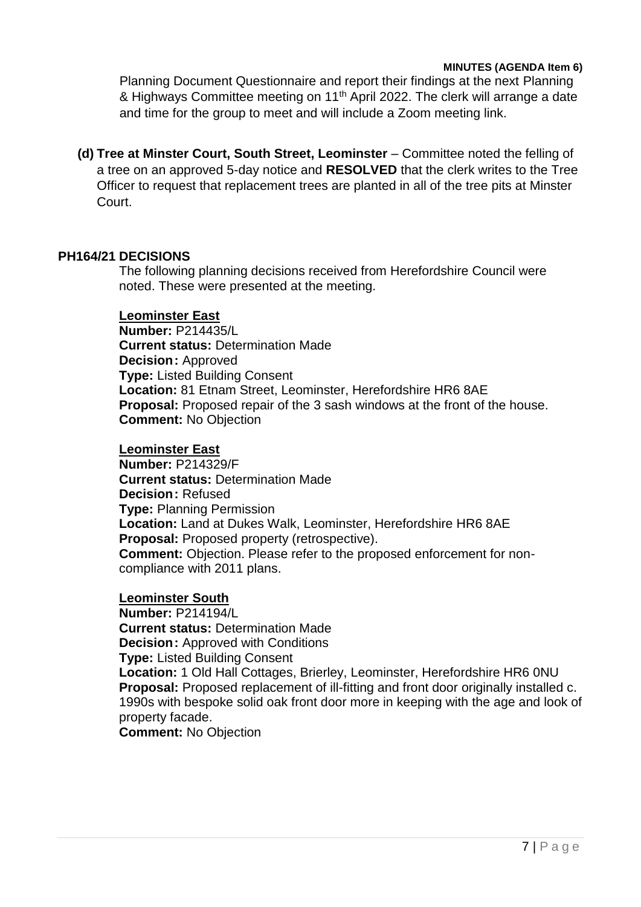Planning Document Questionnaire and report their findings at the next Planning & Highways Committee meeting on 11th April 2022. The clerk will arrange a date and time for the group to meet and will include a Zoom meeting link.

**(d) Tree at Minster Court, South Street, Leominster** – Committee noted the felling of a tree on an approved 5-day notice and **RESOLVED** that the clerk writes to the Tree Officer to request that replacement trees are planted in all of the tree pits at Minster Court.

## PH164/21 DECISIONS

The following planning decisions received from Herefordshire Council were noted. These were presented at the meeting.

**Leominster East**
**Number:** P214435/L
**Current status:** Determination Made
**Decision:** Approved
**Type:** Listed Building Consent
**Location:** 81 Etnam Street, Leominster, Herefordshire HR6 8AE
**Proposal:** Proposed repair of the 3 sash windows at the front of the house.
**Comment:** No Objection

**Leominster East**
**Number:** P214329/F
**Current status:** Determination Made
**Decision:** Refused
**Type:** Planning Permission
**Location:** Land at Dukes Walk, Leominster, Herefordshire HR6 8AE
**Proposal:** Proposed property (retrospective).
**Comment:** Objection. Please refer to the proposed enforcement for non-compliance with 2011 plans.

**Leominster South**
**Number:** P214194/L
**Current status:** Determination Made
**Decision:** Approved with Conditions
**Type:** Listed Building Consent
**Location:** 1 Old Hall Cottages, Brierley, Leominster, Herefordshire HR6 0NU
**Proposal:** Proposed replacement of ill-fitting and front door originally installed c. 1990s with bespoke solid oak front door more in keeping with the age and look of property facade.
**Comment:** No Objection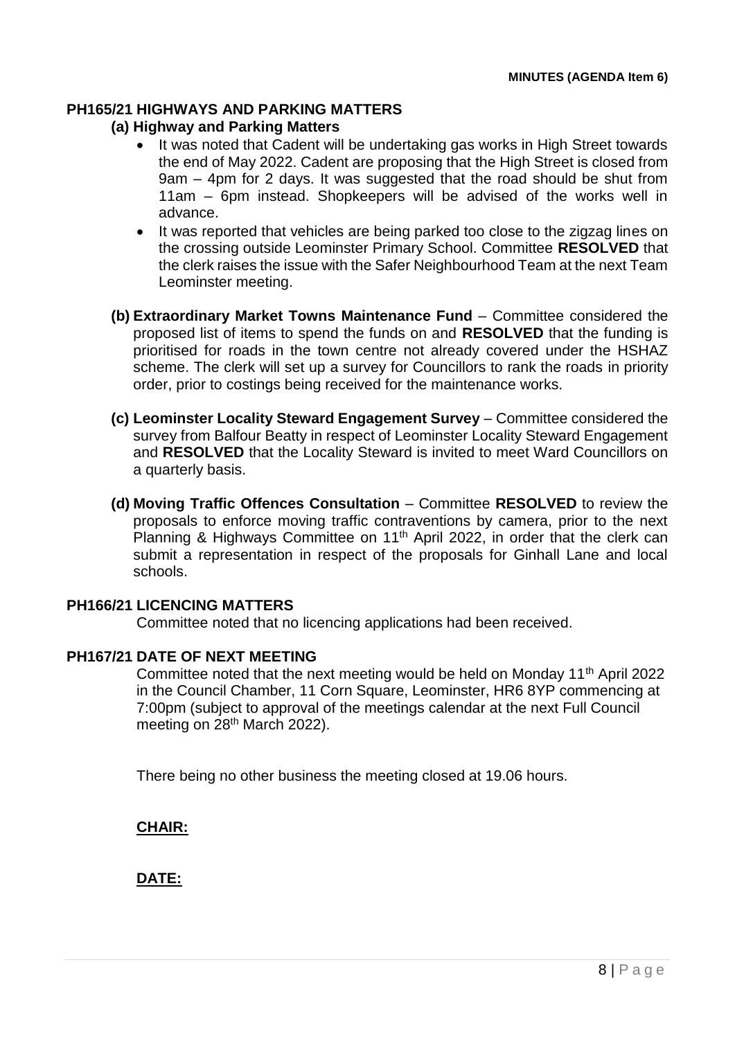**MINUTES (AGENDA Item 6)**

### PH165/21 HIGHWAYS AND PARKING MATTERS

**(a) Highway and Parking Matters**

- It was noted that Cadent will be undertaking gas works in High Street towards the end of May 2022. Cadent are proposing that the High Street is closed from 9am – 4pm for 2 days. It was suggested that the road should be shut from 11am – 6pm instead. Shopkeepers will be advised of the works well in advance.
- It was reported that vehicles are being parked too close to the zigzag lines on the crossing outside Leominster Primary School. Committee **RESOLVED** that the clerk raises the issue with the Safer Neighbourhood Team at the next Team Leominster meeting.

**(b) Extraordinary Market Towns Maintenance Fund** – Committee considered the proposed list of items to spend the funds on and **RESOLVED** that the funding is prioritised for roads in the town centre not already covered under the HSHAZ scheme. The clerk will set up a survey for Councillors to rank the roads in priority order, prior to costings being received for the maintenance works.

**(c) Leominster Locality Steward Engagement Survey** – Committee considered the survey from Balfour Beatty in respect of Leominster Locality Steward Engagement and **RESOLVED** that the Locality Steward is invited to meet Ward Councillors on a quarterly basis.

**(d) Moving Traffic Offences Consultation** – Committee **RESOLVED** to review the proposals to enforce moving traffic contraventions by camera, prior to the next Planning & Highways Committee on 11th April 2022, in order that the clerk can submit a representation in respect of the proposals for Ginhall Lane and local schools.

### PH166/21 LICENCING MATTERS

Committee noted that no licencing applications had been received.

### PH167/21 DATE OF NEXT MEETING

Committee noted that the next meeting would be held on Monday 11th April 2022 in the Council Chamber, 11 Corn Square, Leominster, HR6 8YP commencing at 7:00pm (subject to approval of the meetings calendar at the next Full Council meeting on 28th March 2022).

There being no other business the meeting closed at 19.06 hours.

**CHAIR:**

**DATE:**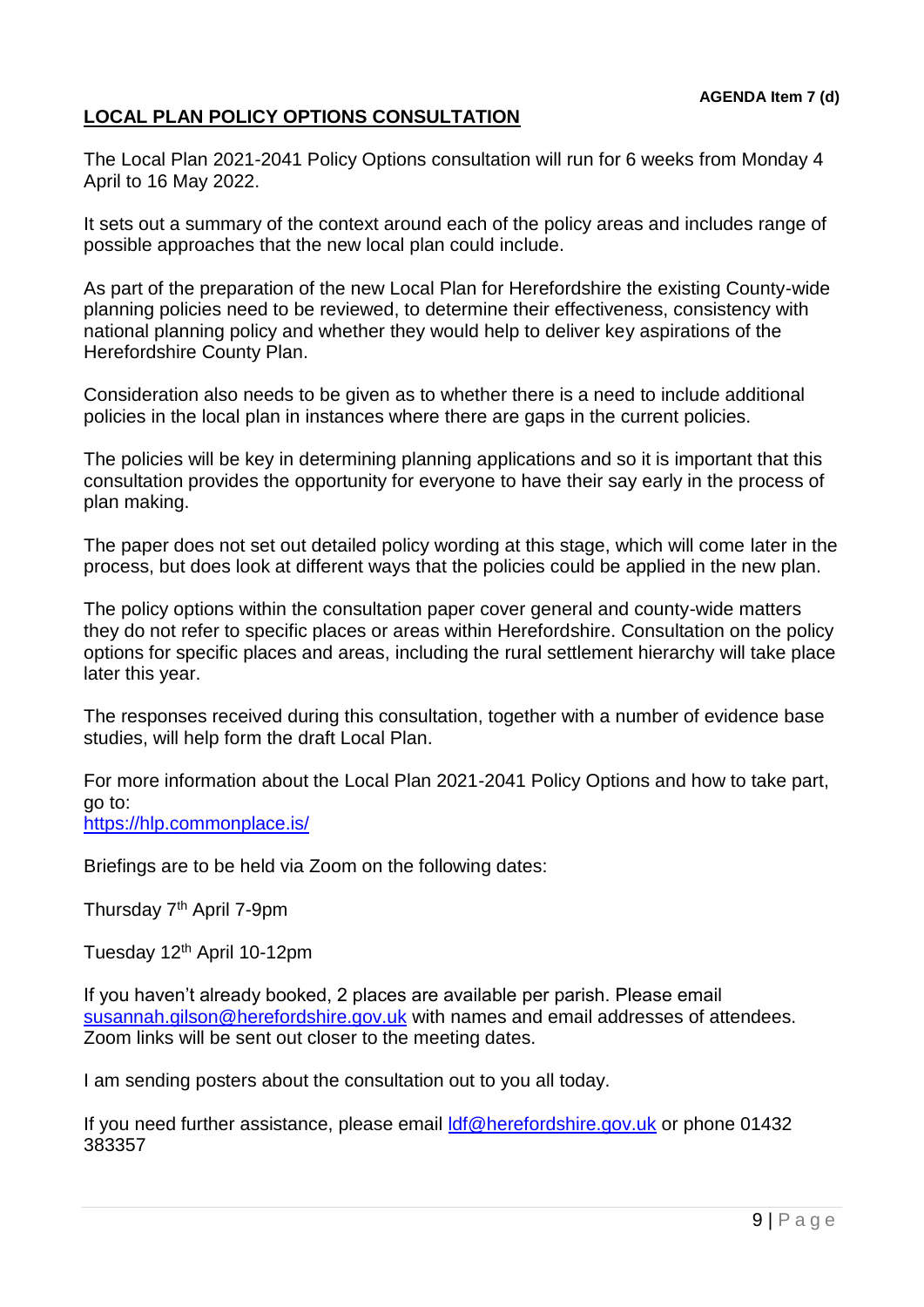**AGENDA Item 7 (d)**

## LOCAL PLAN POLICY OPTIONS CONSULTATION

The Local Plan 2021-2041 Policy Options consultation will run for 6 weeks from Monday 4 April to 16 May 2022.

It sets out a summary of the context around each of the policy areas and includes range of possible approaches that the new local plan could include.

As part of the preparation of the new Local Plan for Herefordshire the existing County-wide planning policies need to be reviewed, to determine their effectiveness, consistency with national planning policy and whether they would help to deliver key aspirations of the Herefordshire County Plan.

Consideration also needs to be given as to whether there is a need to include additional policies in the local plan in instances where there are gaps in the current policies.

The policies will be key in determining planning applications and so it is important that this consultation provides the opportunity for everyone to have their say early in the process of plan making.

The paper does not set out detailed policy wording at this stage, which will come later in the process, but does look at different ways that the policies could be applied in the new plan.

The policy options within the consultation paper cover general and county-wide matters they do not refer to specific places or areas within Herefordshire. Consultation on the policy options for specific places and areas, including the rural settlement hierarchy will take place later this year.

The responses received during this consultation, together with a number of evidence base studies, will help form the draft Local Plan.

For more information about the Local Plan 2021-2041 Policy Options and how to take part, go to:
https://hlp.commonplace.is/

Briefings are to be held via Zoom on the following dates:

Thursday 7th April 7-9pm

Tuesday 12th April 10-12pm

If you haven't already booked, 2 places are available per parish. Please email susannah.gilson@herefordshire.gov.uk with names and email addresses of attendees. Zoom links will be sent out closer to the meeting dates.

I am sending posters about the consultation out to you all today.

If you need further assistance, please email ldf@herefordshire.gov.uk or phone 01432 383357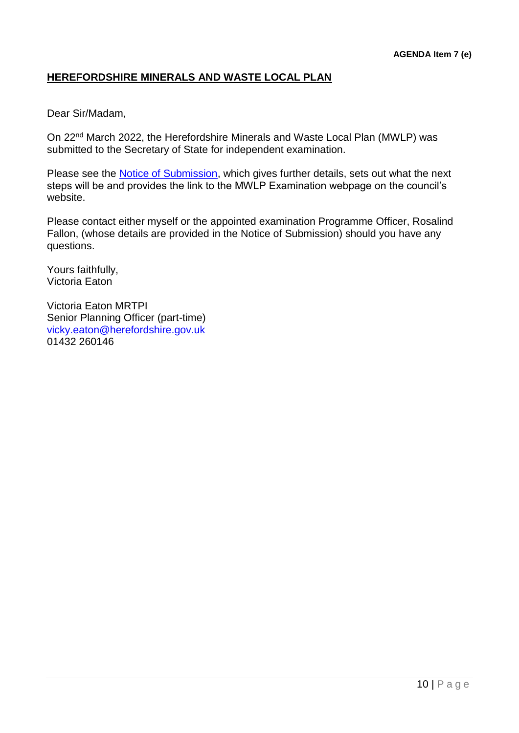**AGENDA Item 7 (e)**

## HEREFORDSHIRE MINERALS AND WASTE LOCAL PLAN

Dear Sir/Madam,

On 22nd March 2022, the Herefordshire Minerals and Waste Local Plan (MWLP) was submitted to the Secretary of State for independent examination.

Please see the Notice of Submission, which gives further details, sets out what the next steps will be and provides the link to the MWLP Examination webpage on the council's website.

Please contact either myself or the appointed examination Programme Officer, Rosalind Fallon, (whose details are provided in the Notice of Submission) should you have any questions.

Yours faithfully,
Victoria Eaton

Victoria Eaton MRTPI
Senior Planning Officer (part-time)
vicky.eaton@herefordshire.gov.uk
01432 260146